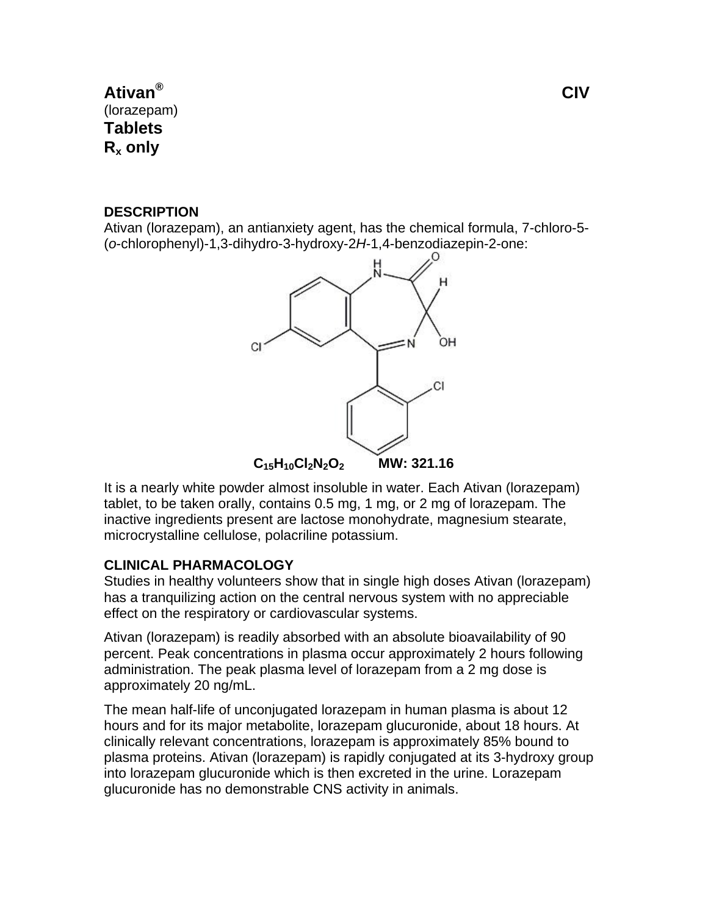**Ativan®** **CIV**

(lorazepam)

**Tablets**

**$R_x$ only**

## DESCRIPTION

Ativan (lorazepam), an antianxiety agent, has the chemical formula, 7-chloro-5-(*o*-chlorophenyl)-1,3-dihydro-3-hydroxy-2*H*-1,4-benzodiazepin-2-one:

**$C_{15}H_{10}Cl_2N_2O_2$ MW: 321.16**

It is a nearly white powder almost insoluble in water. Each Ativan (lorazepam) tablet, to be taken orally, contains 0.5 mg, 1 mg, or 2 mg of lorazepam. The inactive ingredients present are lactose monohydrate, magnesium stearate, microcrystalline cellulose, polacriline potassium.

## CLINICAL PHARMACOLOGY

Studies in healthy volunteers show that in single high doses Ativan (lorazepam) has a tranquilizing action on the central nervous system with no appreciable effect on the respiratory or cardiovascular systems.

Ativan (lorazepam) is readily absorbed with an absolute bioavailability of 90 percent. Peak concentrations in plasma occur approximately 2 hours following administration. The peak plasma level of lorazepam from a 2 mg dose is approximately 20 ng/mL.

The mean half-life of unconjugated lorazepam in human plasma is about 12 hours and for its major metabolite, lorazepam glucuronide, about 18 hours. At clinically relevant concentrations, lorazepam is approximately 85% bound to plasma proteins. Ativan (lorazepam) is rapidly conjugated at its 3-hydroxy group into lorazepam glucuronide which is then excreted in the urine. Lorazepam glucuronide has no demonstrable CNS activity in animals.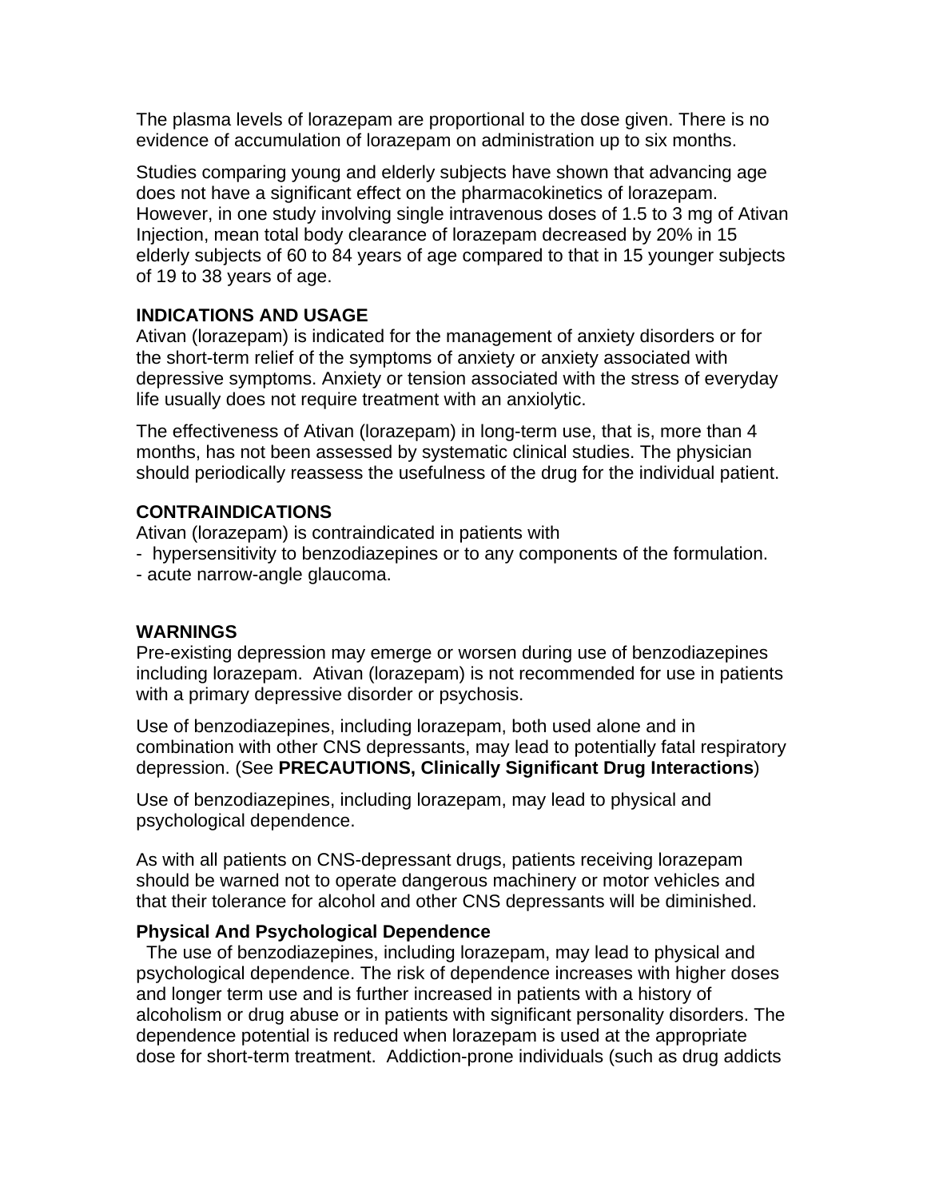The plasma levels of lorazepam are proportional to the dose given. There is no evidence of accumulation of lorazepam on administration up to six months.

Studies comparing young and elderly subjects have shown that advancing age does not have a significant effect on the pharmacokinetics of lorazepam. However, in one study involving single intravenous doses of 1.5 to 3 mg of Ativan Injection, mean total body clearance of lorazepam decreased by 20% in 15 elderly subjects of 60 to 84 years of age compared to that in 15 younger subjects of 19 to 38 years of age.

## INDICATIONS AND USAGE

Ativan (lorazepam) is indicated for the management of anxiety disorders or for the short-term relief of the symptoms of anxiety or anxiety associated with depressive symptoms. Anxiety or tension associated with the stress of everyday life usually does not require treatment with an anxiolytic.

The effectiveness of Ativan (lorazepam) in long-term use, that is, more than 4 months, has not been assessed by systematic clinical studies. The physician should periodically reassess the usefulness of the drug for the individual patient.

## CONTRAINDICATIONS

Ativan (lorazepam) is contraindicated in patients with

- hypersensitivity to benzodiazepines or to any components of the formulation.
- acute narrow-angle glaucoma.

## WARNINGS

Pre-existing depression may emerge or worsen during use of benzodiazepines including lorazepam. Ativan (lorazepam) is not recommended for use in patients with a primary depressive disorder or psychosis.

Use of benzodiazepines, including lorazepam, both used alone and in combination with other CNS depressants, may lead to potentially fatal respiratory depression. (See **PRECAUTIONS, Clinically Significant Drug Interactions**)

Use of benzodiazepines, including lorazepam, may lead to physical and psychological dependence.

As with all patients on CNS-depressant drugs, patients receiving lorazepam should be warned not to operate dangerous machinery or motor vehicles and that their tolerance for alcohol and other CNS depressants will be diminished.

### Physical And Psychological Dependence

The use of benzodiazepines, including lorazepam, may lead to physical and psychological dependence. The risk of dependence increases with higher doses and longer term use and is further increased in patients with a history of alcoholism or drug abuse or in patients with significant personality disorders. The dependence potential is reduced when lorazepam is used at the appropriate dose for short-term treatment. Addiction-prone individuals (such as drug addicts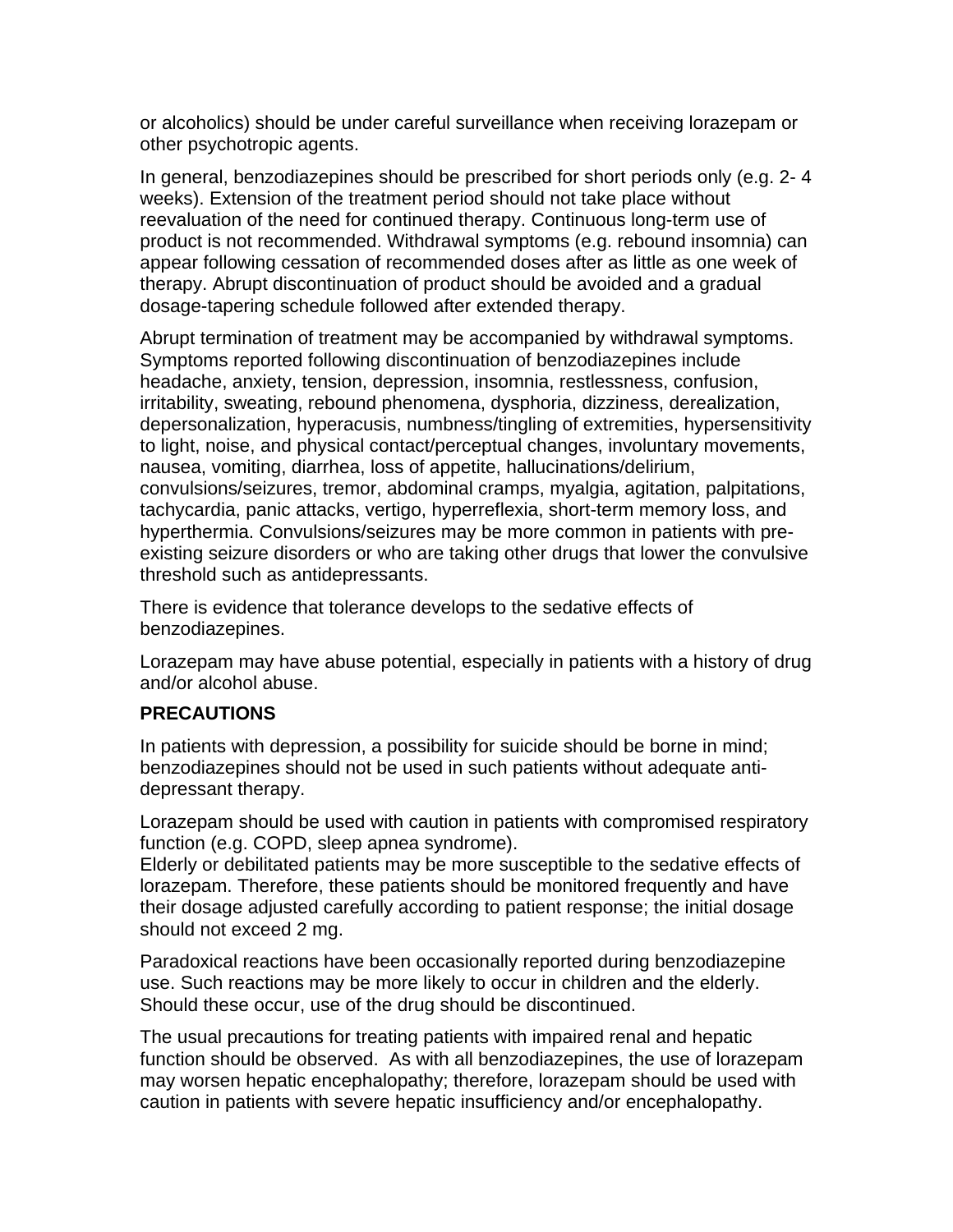or alcoholics) should be under careful surveillance when receiving lorazepam or other psychotropic agents.

In general, benzodiazepines should be prescribed for short periods only (e.g. 2- 4 weeks). Extension of the treatment period should not take place without reevaluation of the need for continued therapy. Continuous long-term use of product is not recommended. Withdrawal symptoms (e.g. rebound insomnia) can appear following cessation of recommended doses after as little as one week of therapy. Abrupt discontinuation of product should be avoided and a gradual dosage-tapering schedule followed after extended therapy.

Abrupt termination of treatment may be accompanied by withdrawal symptoms. Symptoms reported following discontinuation of benzodiazepines include headache, anxiety, tension, depression, insomnia, restlessness, confusion, irritability, sweating, rebound phenomena, dysphoria, dizziness, derealization, depersonalization, hyperacusis, numbness/tingling of extremities, hypersensitivity to light, noise, and physical contact/perceptual changes, involuntary movements, nausea, vomiting, diarrhea, loss of appetite, hallucinations/delirium, convulsions/seizures, tremor, abdominal cramps, myalgia, agitation, palpitations, tachycardia, panic attacks, vertigo, hyperreflexia, short-term memory loss, and hyperthermia. Convulsions/seizures may be more common in patients with pre-existing seizure disorders or who are taking other drugs that lower the convulsive threshold such as antidepressants.

There is evidence that tolerance develops to the sedative effects of benzodiazepines.

Lorazepam may have abuse potential, especially in patients with a history of drug and/or alcohol abuse.

**PRECAUTIONS**

In patients with depression, a possibility for suicide should be borne in mind; benzodiazepines should not be used in such patients without adequate anti-depressant therapy.

Lorazepam should be used with caution in patients with compromised respiratory function (e.g. COPD, sleep apnea syndrome).
Elderly or debilitated patients may be more susceptible to the sedative effects of lorazepam. Therefore, these patients should be monitored frequently and have their dosage adjusted carefully according to patient response; the initial dosage should not exceed 2 mg.

Paradoxical reactions have been occasionally reported during benzodiazepine use. Such reactions may be more likely to occur in children and the elderly. Should these occur, use of the drug should be discontinued.

The usual precautions for treating patients with impaired renal and hepatic function should be observed. As with all benzodiazepines, the use of lorazepam may worsen hepatic encephalopathy; therefore, lorazepam should be used with caution in patients with severe hepatic insufficiency and/or encephalopathy.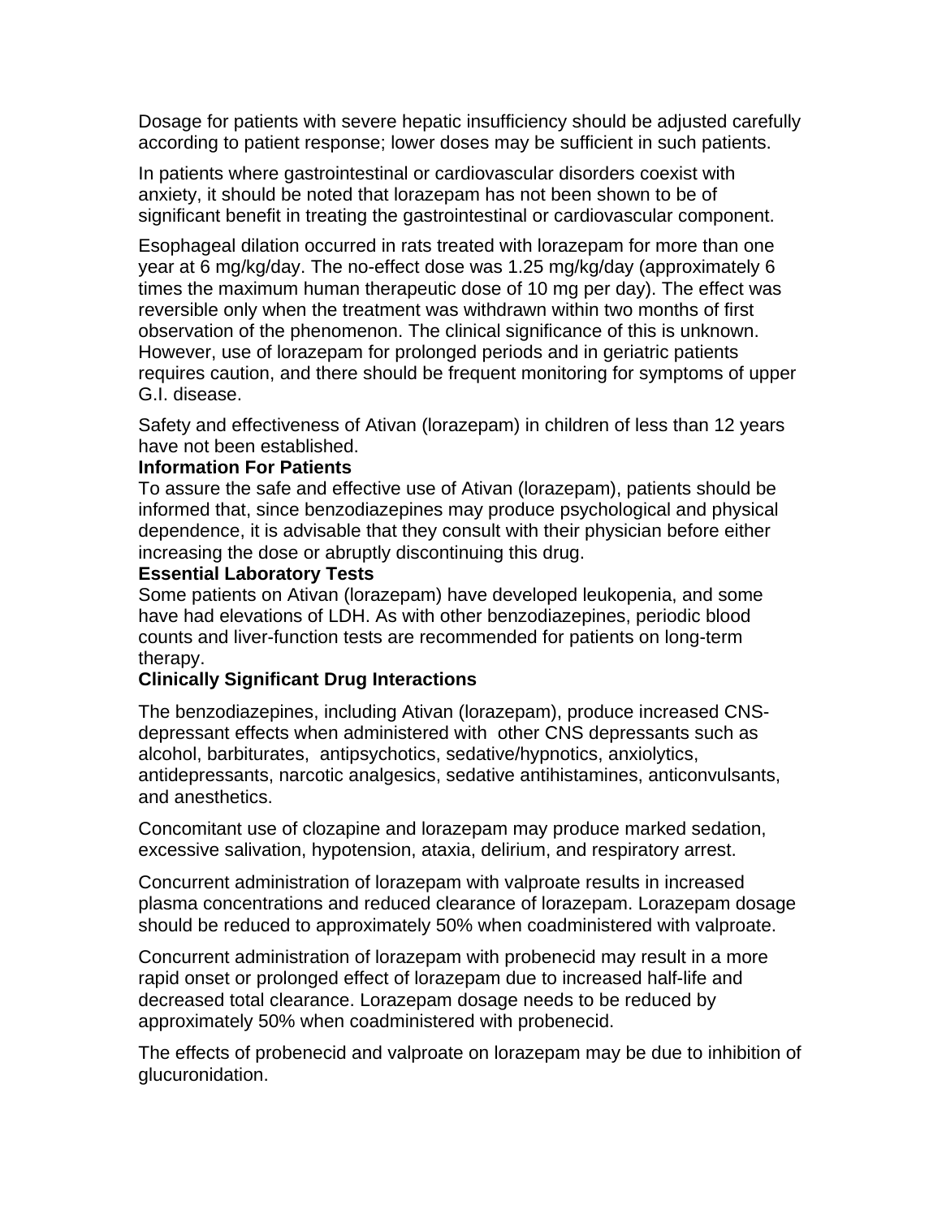Dosage for patients with severe hepatic insufficiency should be adjusted carefully according to patient response; lower doses may be sufficient in such patients.

In patients where gastrointestinal or cardiovascular disorders coexist with anxiety, it should be noted that lorazepam has not been shown to be of significant benefit in treating the gastrointestinal or cardiovascular component.

Esophageal dilation occurred in rats treated with lorazepam for more than one year at 6 mg/kg/day. The no-effect dose was 1.25 mg/kg/day (approximately 6 times the maximum human therapeutic dose of 10 mg per day). The effect was reversible only when the treatment was withdrawn within two months of first observation of the phenomenon. The clinical significance of this is unknown. However, use of lorazepam for prolonged periods and in geriatric patients requires caution, and there should be frequent monitoring for symptoms of upper G.I. disease.

Safety and effectiveness of Ativan (lorazepam) in children of less than 12 years have not been established.

**Information For Patients**

To assure the safe and effective use of Ativan (lorazepam), patients should be informed that, since benzodiazepines may produce psychological and physical dependence, it is advisable that they consult with their physician before either increasing the dose or abruptly discontinuing this drug.

**Essential Laboratory Tests**

Some patients on Ativan (lorazepam) have developed leukopenia, and some have had elevations of LDH. As with other benzodiazepines, periodic blood counts and liver-function tests are recommended for patients on long-term therapy.

**Clinically Significant Drug Interactions**

The benzodiazepines, including Ativan (lorazepam), produce increased CNS-depressant effects when administered with other CNS depressants such as alcohol, barbiturates, antipsychotics, sedative/hypnotics, anxiolytics, antidepressants, narcotic analgesics, sedative antihistamines, anticonvulsants, and anesthetics.

Concomitant use of clozapine and lorazepam may produce marked sedation, excessive salivation, hypotension, ataxia, delirium, and respiratory arrest.

Concurrent administration of lorazepam with valproate results in increased plasma concentrations and reduced clearance of lorazepam. Lorazepam dosage should be reduced to approximately 50% when coadministered with valproate.

Concurrent administration of lorazepam with probenecid may result in a more rapid onset or prolonged effect of lorazepam due to increased half-life and decreased total clearance. Lorazepam dosage needs to be reduced by approximately 50% when coadministered with probenecid.

The effects of probenecid and valproate on lorazepam may be due to inhibition of glucuronidation.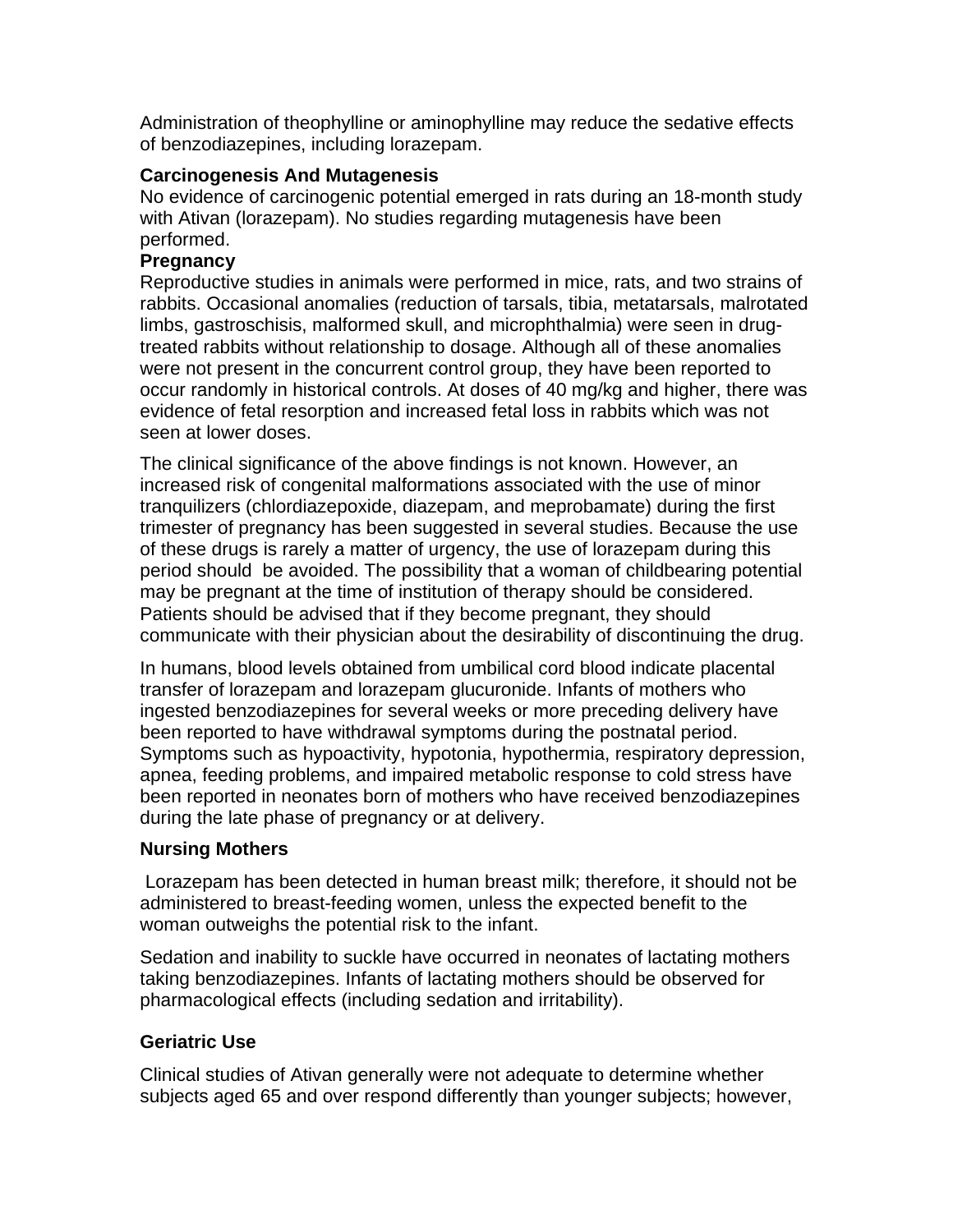Administration of theophylline or aminophylline may reduce the sedative effects of benzodiazepines, including lorazepam.

**Carcinogenesis And Mutagenesis**

No evidence of carcinogenic potential emerged in rats during an 18-month study with Ativan (lorazepam). No studies regarding mutagenesis have been performed.

**Pregnancy**

Reproductive studies in animals were performed in mice, rats, and two strains of rabbits. Occasional anomalies (reduction of tarsals, tibia, metatarsals, malrotated limbs, gastroschisis, malformed skull, and microphthalmia) were seen in drug-treated rabbits without relationship to dosage. Although all of these anomalies were not present in the concurrent control group, they have been reported to occur randomly in historical controls. At doses of 40 mg/kg and higher, there was evidence of fetal resorption and increased fetal loss in rabbits which was not seen at lower doses.

The clinical significance of the above findings is not known. However, an increased risk of congenital malformations associated with the use of minor tranquilizers (chlordiazepoxide, diazepam, and meprobamate) during the first trimester of pregnancy has been suggested in several studies. Because the use of these drugs is rarely a matter of urgency, the use of lorazepam during this period should be avoided. The possibility that a woman of childbearing potential may be pregnant at the time of institution of therapy should be considered. Patients should be advised that if they become pregnant, they should communicate with their physician about the desirability of discontinuing the drug.

In humans, blood levels obtained from umbilical cord blood indicate placental transfer of lorazepam and lorazepam glucuronide. Infants of mothers who ingested benzodiazepines for several weeks or more preceding delivery have been reported to have withdrawal symptoms during the postnatal period. Symptoms such as hypoactivity, hypotonia, hypothermia, respiratory depression, apnea, feeding problems, and impaired metabolic response to cold stress have been reported in neonates born of mothers who have received benzodiazepines during the late phase of pregnancy or at delivery.

**Nursing Mothers**

Lorazepam has been detected in human breast milk; therefore, it should not be administered to breast-feeding women, unless the expected benefit to the woman outweighs the potential risk to the infant.

Sedation and inability to suckle have occurred in neonates of lactating mothers taking benzodiazepines. Infants of lactating mothers should be observed for pharmacological effects (including sedation and irritability).

**Geriatric Use**

Clinical studies of Ativan generally were not adequate to determine whether subjects aged 65 and over respond differently than younger subjects; however,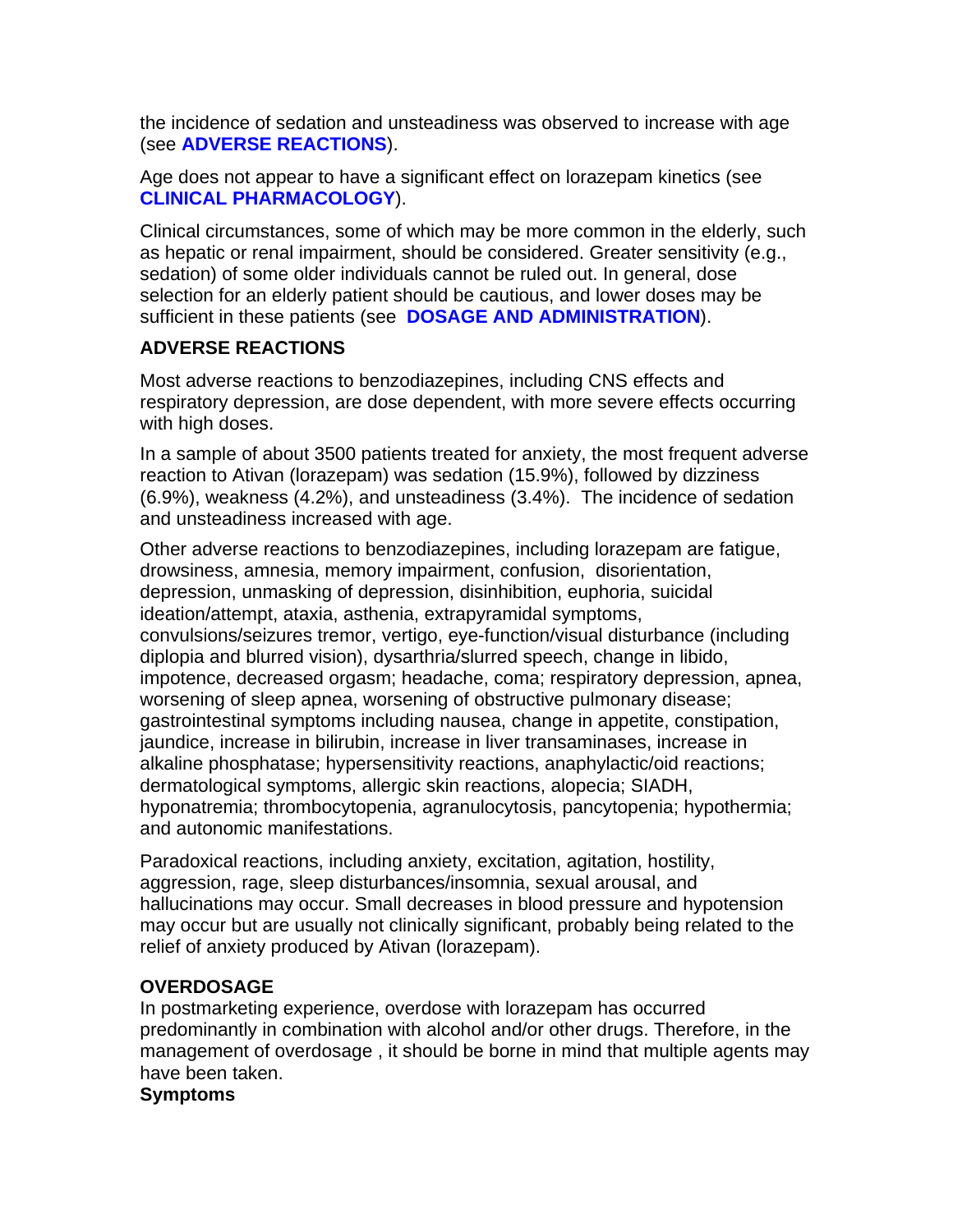the incidence of sedation and unsteadiness was observed to increase with age (see **ADVERSE REACTIONS**).

Age does not appear to have a significant effect on lorazepam kinetics (see **CLINICAL PHARMACOLOGY**).

Clinical circumstances, some of which may be more common in the elderly, such as hepatic or renal impairment, should be considered. Greater sensitivity (e.g., sedation) of some older individuals cannot be ruled out. In general, dose selection for an elderly patient should be cautious, and lower doses may be sufficient in these patients (see **DOSAGE AND ADMINISTRATION**).

## ADVERSE REACTIONS

Most adverse reactions to benzodiazepines, including CNS effects and respiratory depression, are dose dependent, with more severe effects occurring with high doses.

In a sample of about 3500 patients treated for anxiety, the most frequent adverse reaction to Ativan (lorazepam) was sedation (15.9%), followed by dizziness (6.9%), weakness (4.2%), and unsteadiness (3.4%). The incidence of sedation and unsteadiness increased with age.

Other adverse reactions to benzodiazepines, including lorazepam are fatigue, drowsiness, amnesia, memory impairment, confusion, disorientation, depression, unmasking of depression, disinhibition, euphoria, suicidal ideation/attempt, ataxia, asthenia, extrapyramidal symptoms, convulsions/seizures tremor, vertigo, eye-function/visual disturbance (including diplopia and blurred vision), dysarthria/slurred speech, change in libido, impotence, decreased orgasm; headache, coma; respiratory depression, apnea, worsening of sleep apnea, worsening of obstructive pulmonary disease; gastrointestinal symptoms including nausea, change in appetite, constipation, jaundice, increase in bilirubin, increase in liver transaminases, increase in alkaline phosphatase; hypersensitivity reactions, anaphylactic/oid reactions; dermatological symptoms, allergic skin reactions, alopecia; SIADH, hyponatremia; thrombocytopenia, agranulocytosis, pancytopenia; hypothermia; and autonomic manifestations.

Paradoxical reactions, including anxiety, excitation, agitation, hostility, aggression, rage, sleep disturbances/insomnia, sexual arousal, and hallucinations may occur. Small decreases in blood pressure and hypotension may occur but are usually not clinically significant, probably being related to the relief of anxiety produced by Ativan (lorazepam).

## OVERDOSAGE

In postmarketing experience, overdose with lorazepam has occurred predominantly in combination with alcohol and/or other drugs. Therefore, in the management of overdosage , it should be borne in mind that multiple agents may have been taken.

### Symptoms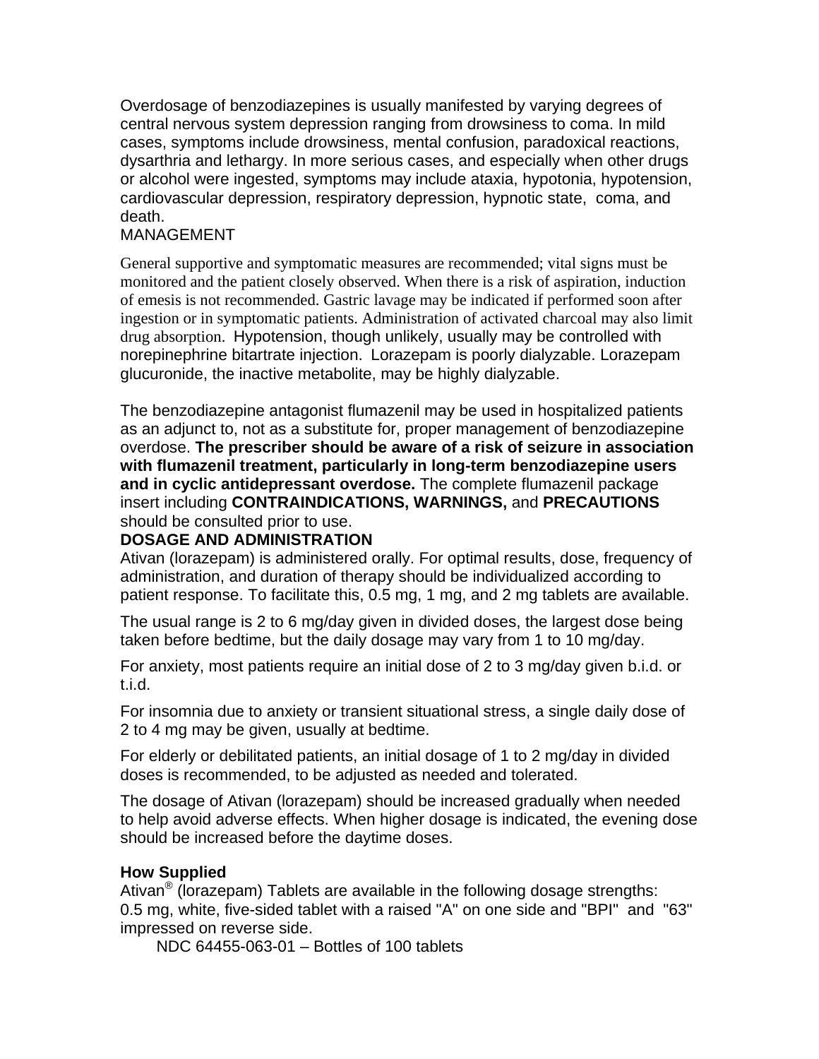Overdosage of benzodiazepines is usually manifested by varying degrees of central nervous system depression ranging from drowsiness to coma. In mild cases, symptoms include drowsiness, mental confusion, paradoxical reactions, dysarthria and lethargy. In more serious cases, and especially when other drugs or alcohol were ingested, symptoms may include ataxia, hypotonia, hypotension, cardiovascular depression, respiratory depression, hypnotic state, coma, and death.

MANAGEMENT

General supportive and symptomatic measures are recommended; vital signs must be monitored and the patient closely observed. When there is a risk of aspiration, induction of emesis is not recommended. Gastric lavage may be indicated if performed soon after ingestion or in symptomatic patients. Administration of activated charcoal may also limit drug absorption. Hypotension, though unlikely, usually may be controlled with norepinephrine bitartrate injection. Lorazepam is poorly dialyzable. Lorazepam glucuronide, the inactive metabolite, may be highly dialyzable.

The benzodiazepine antagonist flumazenil may be used in hospitalized patients as an adjunct to, not as a substitute for, proper management of benzodiazepine overdose. **The prescriber should be aware of a risk of seizure in association with flumazenil treatment, particularly in long-term benzodiazepine users and in cyclic antidepressant overdose.** The complete flumazenil package insert including **CONTRAINDICATIONS, WARNINGS,** and **PRECAUTIONS** should be consulted prior to use.

## DOSAGE AND ADMINISTRATION

Ativan (lorazepam) is administered orally. For optimal results, dose, frequency of administration, and duration of therapy should be individualized according to patient response. To facilitate this, 0.5 mg, 1 mg, and 2 mg tablets are available.

The usual range is 2 to 6 mg/day given in divided doses, the largest dose being taken before bedtime, but the daily dosage may vary from 1 to 10 mg/day.

For anxiety, most patients require an initial dose of 2 to 3 mg/day given b.i.d. or t.i.d.

For insomnia due to anxiety or transient situational stress, a single daily dose of 2 to 4 mg may be given, usually at bedtime.

For elderly or debilitated patients, an initial dosage of 1 to 2 mg/day in divided doses is recommended, to be adjusted as needed and tolerated.

The dosage of Ativan (lorazepam) should be increased gradually when needed to help avoid adverse effects. When higher dosage is indicated, the evening dose should be increased before the daytime doses.

## How Supplied

Ativan® (lorazepam) Tablets are available in the following dosage strengths:
0.5 mg, white, five-sided tablet with a raised "A" on one side and "BPI" and "63" impressed on reverse side.

NDC 64455-063-01 – Bottles of 100 tablets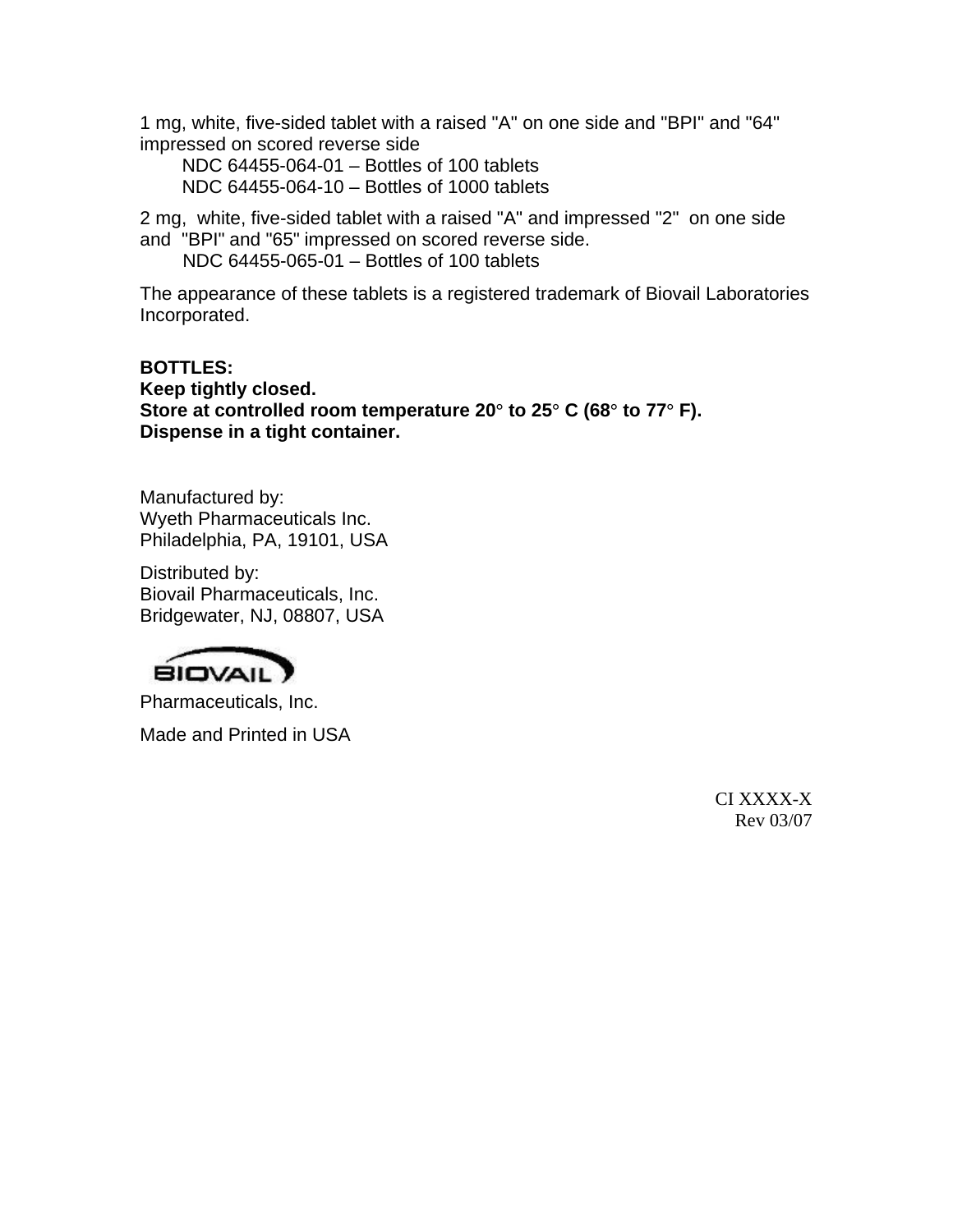1 mg, white, five-sided tablet with a raised "A" on one side and "BPI" and "64" impressed on scored reverse side

NDC 64455-064-01 – Bottles of 100 tablets
NDC 64455-064-10 – Bottles of 1000 tablets

2 mg, white, five-sided tablet with a raised "A" and impressed "2" on one side and "BPI" and "65" impressed on scored reverse side.

NDC 64455-065-01 – Bottles of 100 tablets

The appearance of these tablets is a registered trademark of Biovail Laboratories Incorporated.

**BOTTLES:**
**Keep tightly closed.**
**Store at controlled room temperature 20° to 25° C (68° to 77° F).**
**Dispense in a tight container.**

Manufactured by:
Wyeth Pharmaceuticals Inc.
Philadelphia, PA, 19101, USA

Distributed by:
Biovail Pharmaceuticals, Inc.
Bridgewater, NJ, 08807, USA

BIOVAIL
Pharmaceuticals, Inc.

Made and Printed in USA

CI XXXX-X
Rev 03/07